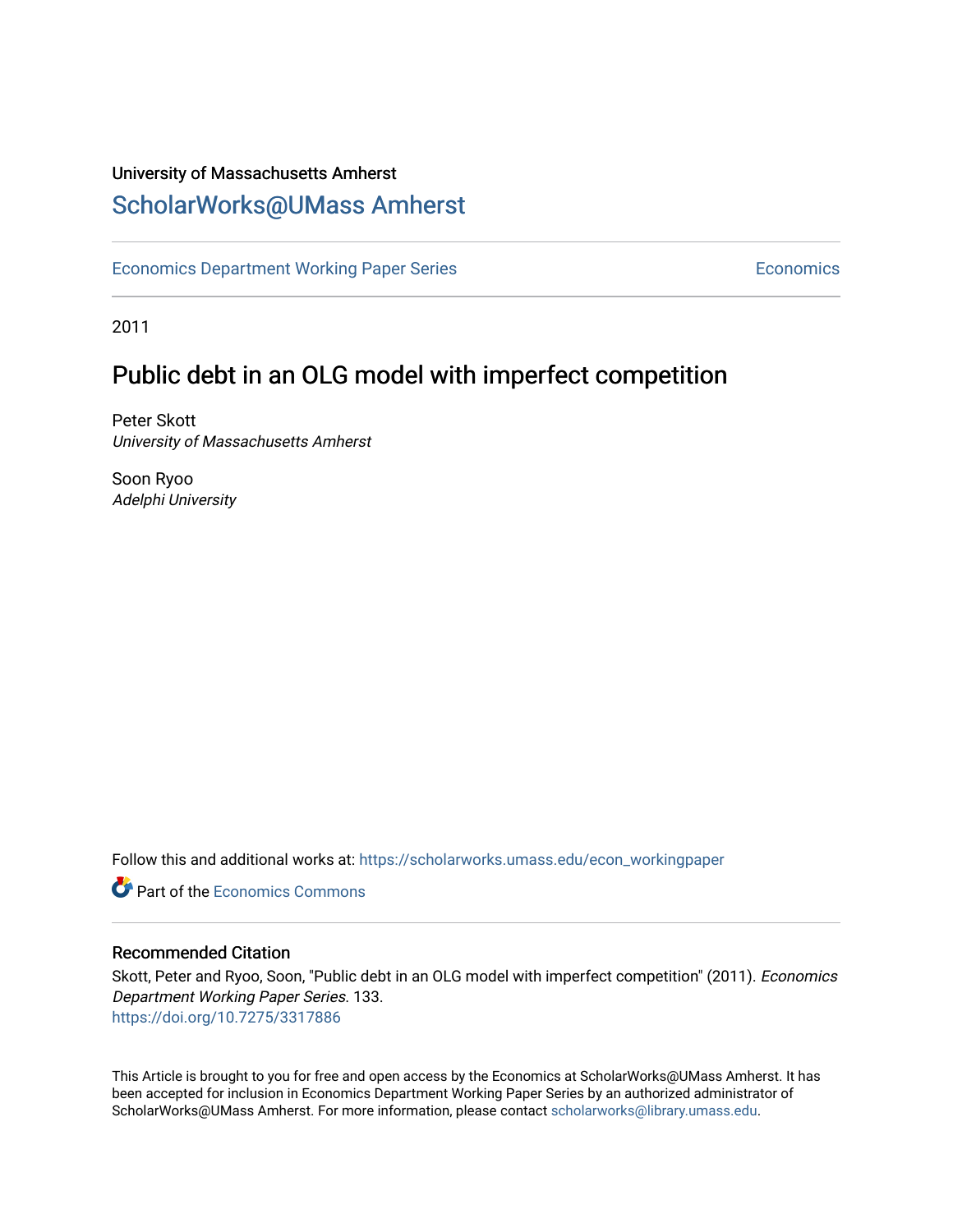University of Massachusetts Amherst

# ScholarWorks@UMass Amherst

Economics Department Working Paper Series | Economics

2011

## Public debt in an OLG model with imperfect competition

Peter Skott
*University of Massachusetts Amherst*

Soon Ryoo
*Adelphi University*

Follow this and additional works at: https://scholarworks.umass.edu/econ_workingpaper

Part of the Economics Commons

### Recommended Citation

Skott, Peter and Ryoo, Soon, "Public debt in an OLG model with imperfect competition" (2011). *Economics Department Working Paper Series*. 133.
https://doi.org/10.7275/3317886

This Article is brought to you for free and open access by the Economics at ScholarWorks@UMass Amherst. It has been accepted for inclusion in Economics Department Working Paper Series by an authorized administrator of ScholarWorks@UMass Amherst. For more information, please contact scholarworks@library.umass.edu.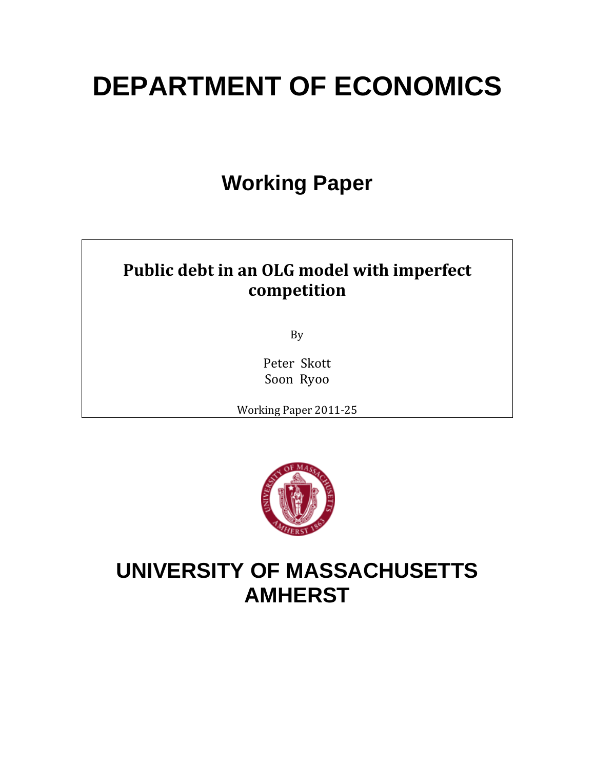# DEPARTMENT OF ECONOMICS

## Working Paper

**Public debt in an OLG model with imperfect competition**

By

Peter Skott
Soon Ryoo

Working Paper 2011-25

# UNIVERSITY OF MASSACHUSETTS AMHERST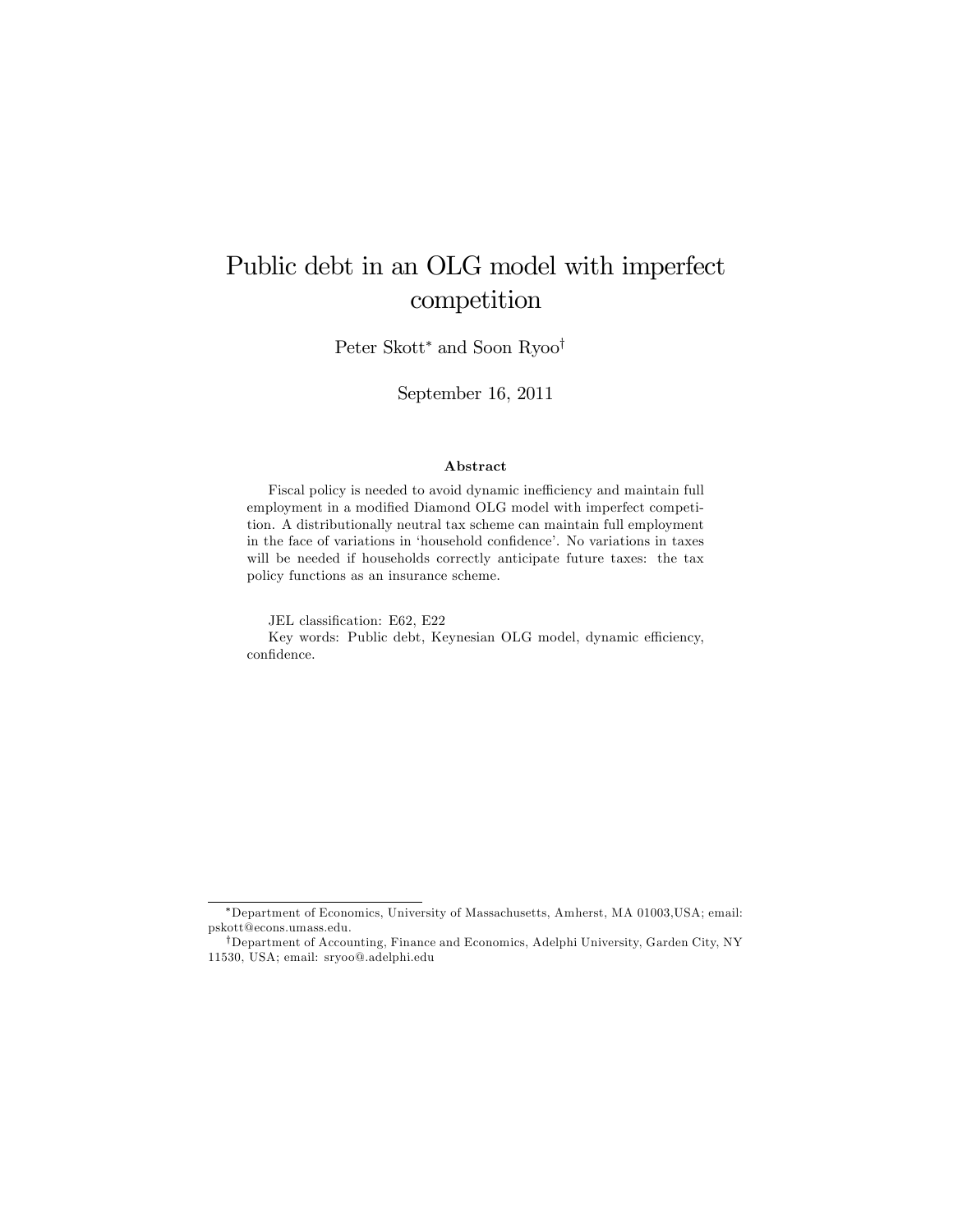# Public debt in an OLG model with imperfect competition

Peter Skott[*] and Soon Ryoo[†]

September 16, 2011

### Abstract

Fiscal policy is needed to avoid dynamic inefficiency and maintain full employment in a modified Diamond OLG model with imperfect competition. A distributionally neutral tax scheme can maintain full employment in the face of variations in 'household confidence'. No variations in taxes will be needed if households correctly anticipate future taxes: the tax policy functions as an insurance scheme.

JEL classification: E62, E22

Key words: Public debt, Keynesian OLG model, dynamic efficiency, confidence.

---

[*] Department of Economics, University of Massachusetts, Amherst, MA 01003,USA; email: pskott@econs.umass.edu.

[†] Department of Accounting, Finance and Economics, Adelphi University, Garden City, NY 11530, USA; email: sryoo@.adelphi.edu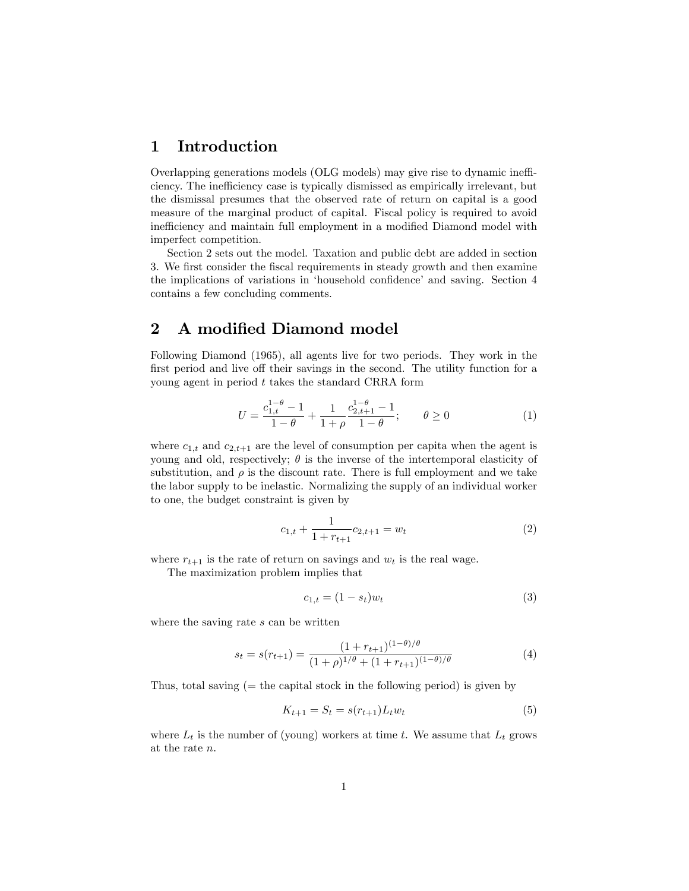# 1 Introduction

Overlapping generations models (OLG models) may give rise to dynamic inefficiency. The inefficiency case is typically dismissed as empirically irrelevant, but the dismissal presumes that the observed rate of return on capital is a good measure of the marginal product of capital. Fiscal policy is required to avoid inefficiency and maintain full employment in a modified Diamond model with imperfect competition.

Section 2 sets out the model. Taxation and public debt are added in section 3. We first consider the fiscal requirements in steady growth and then examine the implications of variations in 'household confidence' and saving. Section 4 contains a few concluding comments.

# 2 A modified Diamond model

Following Diamond (1965), all agents live for two periods. They work in the first period and live off their savings in the second. The utility function for a young agent in period $t$ takes the standard CRRA form

$$U = \frac{c_{1,t}^{1-\theta} - 1}{1-\theta} + \frac{1}{1+\rho}\frac{c_{2,t+1}^{1-\theta} - 1}{1-\theta}; \qquad \theta \geq 0 \tag{1}$$

where $c_{1,t}$ and $c_{2,t+1}$ are the level of consumption per capita when the agent is young and old, respectively; $\theta$ is the inverse of the intertemporal elasticity of substitution, and $\rho$ is the discount rate. There is full employment and we take the labor supply to be inelastic. Normalizing the supply of an individual worker to one, the budget constraint is given by

$$c_{1,t} + \frac{1}{1+r_{t+1}}c_{2,t+1} = w_t \tag{2}$$

where $r_{t+1}$ is the rate of return on savings and $w_t$ is the real wage.

The maximization problem implies that

$$c_{1,t} = (1 - s_t)w_t \tag{3}$$

where the saving rate $s$ can be written

$$s_t = s(r_{t+1}) = \frac{(1+r_{t+1})^{(1-\theta)/\theta}}{(1+\rho)^{1/\theta} + (1+r_{t+1})^{(1-\theta)/\theta}} \tag{4}$$

Thus, total saving (= the capital stock in the following period) is given by

$$K_{t+1} = S_t = s(r_{t+1})L_t w_t \tag{5}$$

where $L_t$ is the number of (young) workers at time $t$. We assume that $L_t$ grows at the rate $n$.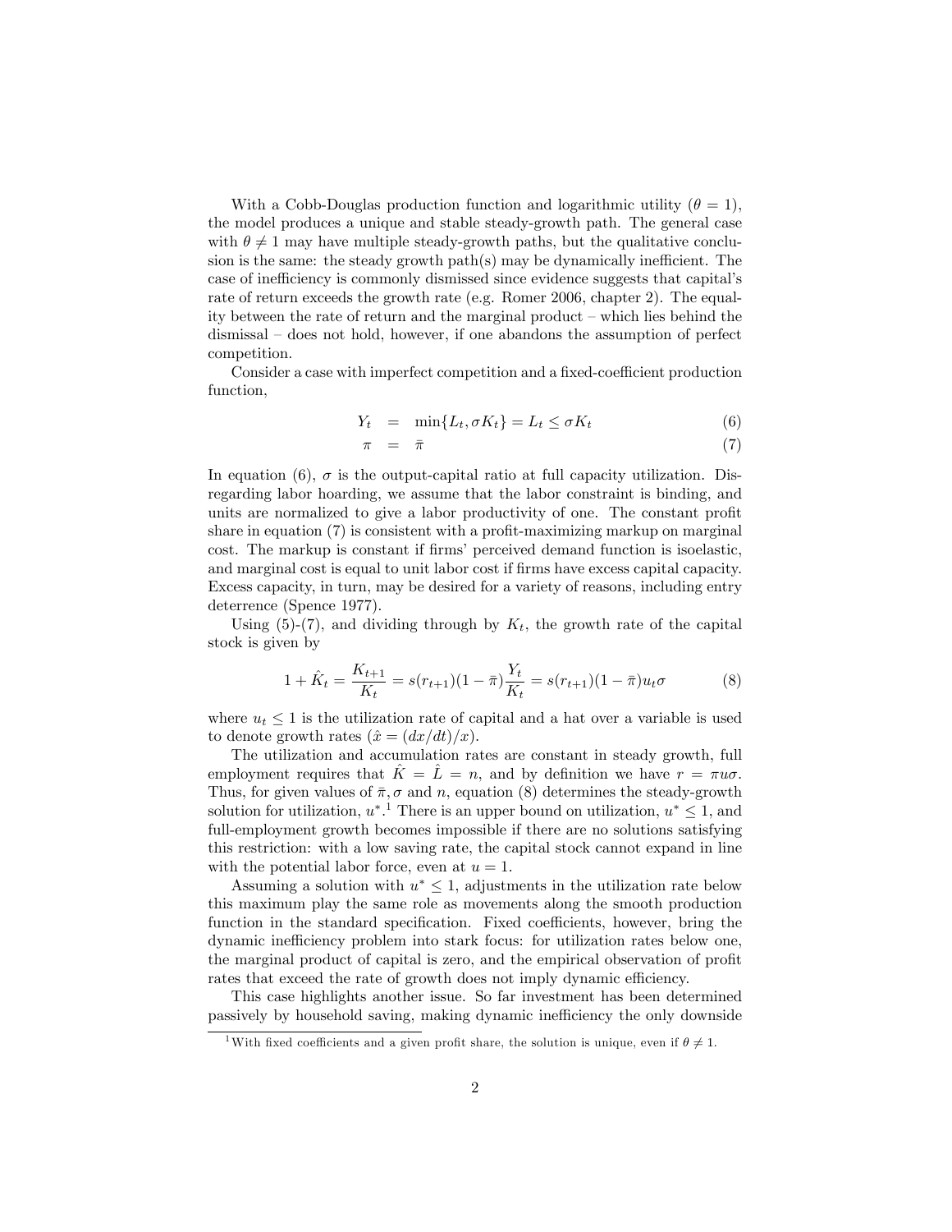With a Cobb-Douglas production function and logarithmic utility ($\theta = 1$), the model produces a unique and stable steady-growth path. The general case with $\theta \neq 1$ may have multiple steady-growth paths, but the qualitative conclusion is the same: the steady growth path(s) may be dynamically inefficient. The case of inefficiency is commonly dismissed since evidence suggests that capital's rate of return exceeds the growth rate (e.g. Romer 2006, chapter 2). The equality between the rate of return and the marginal product – which lies behind the dismissal – does not hold, however, if one abandons the assumption of perfect competition.

Consider a case with imperfect competition and a fixed-coefficient production function,

$$
\begin{aligned}
Y_t &= \min\{L_t, \sigma K_t\} = L_t \leq \sigma K_t && (6) \\
\pi &= \bar{\pi} && (7)
\end{aligned}
$$

In equation (6), $\sigma$ is the output-capital ratio at full capacity utilization. Disregarding labor hoarding, we assume that the labor constraint is binding, and units are normalized to give a labor productivity of one. The constant profit share in equation (7) is consistent with a profit-maximizing markup on marginal cost. The markup is constant if firms' perceived demand function is isoelastic, and marginal cost is equal to unit labor cost if firms have excess capital capacity. Excess capacity, in turn, may be desired for a variety of reasons, including entry deterrence (Spence 1977).

Using (5)-(7), and dividing through by $K_t$, the growth rate of the capital stock is given by

$$
1 + \hat{K}_t = \frac{K_{t+1}}{K_t} = s(r_{t+1})(1 - \bar{\pi})\frac{Y_t}{K_t} = s(r_{t+1})(1 - \bar{\pi})u_t\sigma \qquad (8)
$$

where $u_t \leq 1$ is the utilization rate of capital and a hat over a variable is used to denote growth rates ($\hat{x} = (dx/dt)/x$).

The utilization and accumulation rates are constant in steady growth, full employment requires that $\hat{K} = \hat{L} = n$, and by definition we have $r = \pi u \sigma$. Thus, for given values of $\bar{\pi}, \sigma$ and $n$, equation (8) determines the steady-growth solution for utilization, $u^*$.[1] There is an upper bound on utilization, $u^* \leq 1$, and full-employment growth becomes impossible if there are no solutions satisfying this restriction: with a low saving rate, the capital stock cannot expand in line with the potential labor force, even at $u = 1$.

Assuming a solution with $u^* \leq 1$, adjustments in the utilization rate below this maximum play the same role as movements along the smooth production function in the standard specification. Fixed coefficients, however, bring the dynamic inefficiency problem into stark focus: for utilization rates below one, the marginal product of capital is zero, and the empirical observation of profit rates that exceed the rate of growth does not imply dynamic efficiency.

This case highlights another issue. So far investment has been determined passively by household saving, making dynamic inefficiency the only downside

[1] With fixed coefficients and a given profit share, the solution is unique, even if $\theta \neq 1$.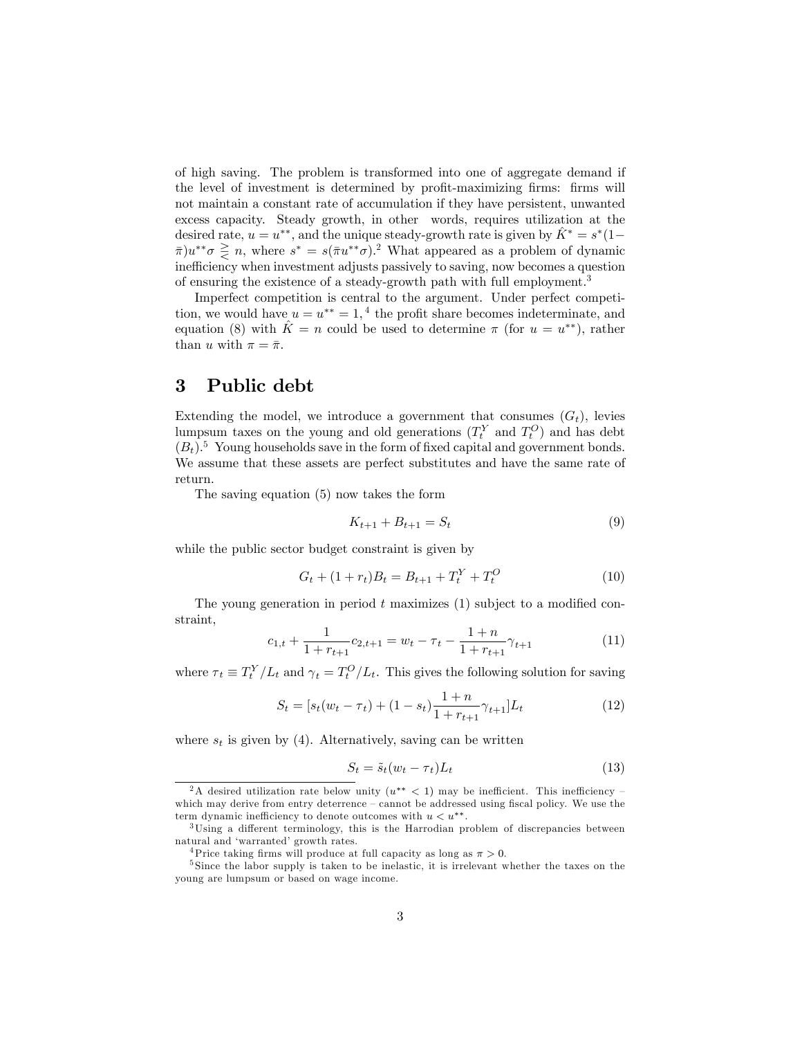of high saving. The problem is transformed into one of aggregate demand if the level of investment is determined by profit-maximizing firms: firms will not maintain a constant rate of accumulation if they have persistent, unwanted excess capacity. Steady growth, in other words, requires utilization at the desired rate, $u = u^{**}$, and the unique steady-growth rate is given by $\hat{K}^* = s^*(1-\bar{\pi})u^{**}\sigma \gtreqless n$, where $s^* = s(\bar{\pi}u^{**}\sigma)$.[2] What appeared as a problem of dynamic inefficiency when investment adjusts passively to saving, now becomes a question of ensuring the existence of a steady-growth path with full employment.[3]

Imperfect competition is central to the argument. Under perfect competition, we would have $u = u^{**} = 1$,[4] the profit share becomes indeterminate, and equation (8) with $\hat{K} = n$ could be used to determine $\pi$ (for $u = u^{**}$), rather than $u$ with $\pi = \bar{\pi}$.

# 3 Public debt

Extending the model, we introduce a government that consumes ($G_t$), levies lumpsum taxes on the young and old generations ($T_t^Y$ and $T_t^O$) and has debt ($B_t$).[5] Young households save in the form of fixed capital and government bonds. We assume that these assets are perfect substitutes and have the same rate of return.

The saving equation (5) now takes the form

$$K_{t+1} + B_{t+1} = S_t \tag{9}$$

while the public sector budget constraint is given by

$$G_t + (1 + r_t)B_t = B_{t+1} + T_t^Y + T_t^O \tag{10}$$

The young generation in period $t$ maximizes (1) subject to a modified constraint,

$$c_{1,t} + \frac{1}{1 + r_{t+1}}c_{2,t+1} = w_t - \tau_t - \frac{1 + n}{1 + r_{t+1}}\gamma_{t+1} \tag{11}$$

where $\tau_t \equiv T_t^Y/L_t$ and $\gamma_t = T_t^O/L_t$. This gives the following solution for saving

$$S_t = [s_t(w_t - \tau_t) + (1 - s_t)\frac{1 + n}{1 + r_{t+1}}\gamma_{t+1}]L_t \tag{12}$$

where $s_t$ is given by (4). Alternatively, saving can be written

$$S_t = \tilde{s}_t(w_t - \tau_t)L_t \tag{13}$$

[2] A desired utilization rate below unity ($u^{**} < 1$) may be inefficient. This inefficiency – which may derive from entry deterrence – cannot be addressed using fiscal policy. We use the term dynamic inefficiency to denote outcomes with $u < u^{**}$.

[3] Using a different terminology, this is the Harrodian problem of discrepancies between natural and 'warranted' growth rates.

[4] Price taking firms will produce at full capacity as long as $\pi > 0$.

[5] Since the labor supply is taken to be inelastic, it is irrelevant whether the taxes on the young are lumpsum or based on wage income.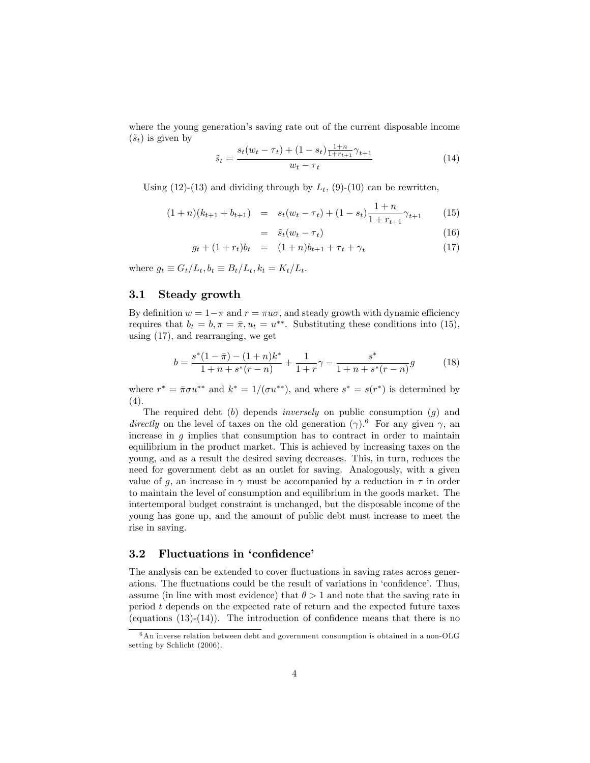where the young generation's saving rate out of the current disposable income ($\tilde{s}_t$) is given by

$$\tilde{s}_t = \frac{s_t(w_t - \tau_t) + (1 - s_t)\frac{1+n}{1+r_{t+1}}\gamma_{t+1}}{w_t - \tau_t} \tag{14}$$

Using (12)-(13) and dividing through by $L_t$, (9)-(10) can be rewritten,

$$\begin{aligned}
(1+n)(k_{t+1} + b_{t+1}) &= s_t(w_t - \tau_t) + (1 - s_t)\frac{1+n}{1+r_{t+1}}\gamma_{t+1} && (15)\\
&= \tilde{s}_t(w_t - \tau_t) && (16)\\
g_t + (1 + r_t)b_t &= (1+n)b_{t+1} + \tau_t + \gamma_t && (17)
\end{aligned}$$

where $g_t \equiv G_t/L_t, b_t \equiv B_t/L_t, k_t = K_t/L_t$.

### 3.1 Steady growth

By definition $w = 1 - \pi$ and $r = \pi u \sigma$, and steady growth with dynamic efficiency requires that $b_t = b, \pi = \bar{\pi}, u_t = u^{**}$. Substituting these conditions into (15), using (17), and rearranging, we get

$$b = \frac{s^*(1-\bar{\pi}) - (1+n)k^*}{1 + n + s^*(r - n)} + \frac{1}{1+r}\gamma - \frac{s^*}{1 + n + s^*(r-n)}g \tag{18}$$

where $r^* = \bar{\pi}\sigma u^{**}$ and $k^* = 1/(\sigma u^{**})$, and where $s^* = s(r^*)$ is determined by (4).

The required debt ($b$) depends *inversely* on public consumption ($g$) and *directly* on the level of taxes on the old generation ($\gamma$).[6] For any given $\gamma$, an increase in $g$ implies that consumption has to contract in order to maintain equilibrium in the product market. This is achieved by increasing taxes on the young, and as a result the desired saving decreases. This, in turn, reduces the need for government debt as an outlet for saving. Analogously, with a given value of $g$, an increase in $\gamma$ must be accompanied by a reduction in $\tau$ in order to maintain the level of consumption and equilibrium in the goods market. The intertemporal budget constraint is unchanged, but the disposable income of the young has gone up, and the amount of public debt must increase to meet the rise in saving.

### 3.2 Fluctuations in 'confidence'

The analysis can be extended to cover fluctuations in saving rates across generations. The fluctuations could be the result of variations in 'confidence'. Thus, assume (in line with most evidence) that $\theta > 1$ and note that the saving rate in period $t$ depends on the expected rate of return and the expected future taxes (equations (13)-(14)). The introduction of confidence means that there is no

[6] An inverse relation between debt and government consumption is obtained in a non-OLG setting by Schlicht (2006).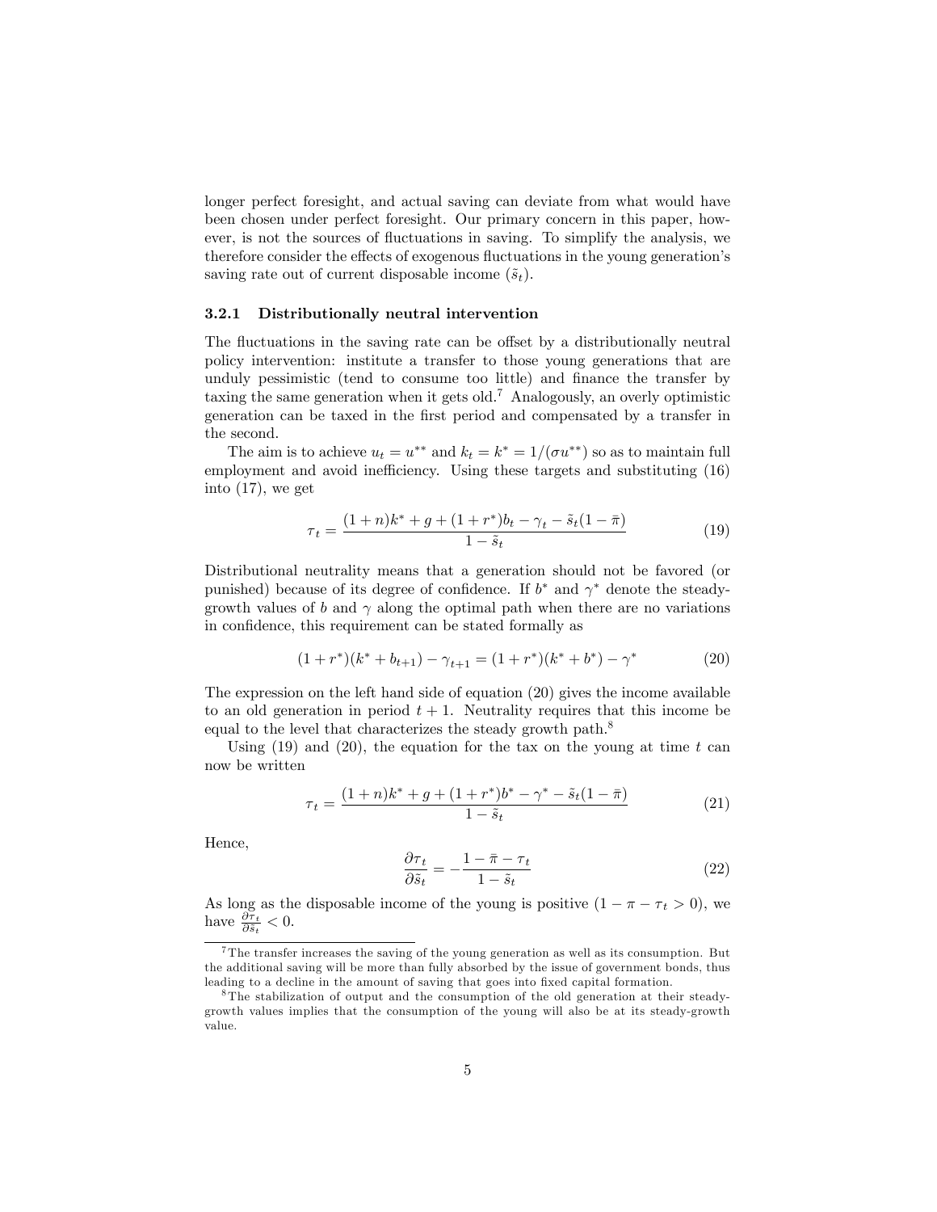longer perfect foresight, and actual saving can deviate from what would have been chosen under perfect foresight. Our primary concern in this paper, however, is not the sources of fluctuations in saving. To simplify the analysis, we therefore consider the effects of exogenous fluctuations in the young generation's saving rate out of current disposable income ($\tilde{s}_t$).

### 3.2.1 Distributionally neutral intervention

The fluctuations in the saving rate can be offset by a distributionally neutral policy intervention: institute a transfer to those young generations that are unduly pessimistic (tend to consume too little) and finance the transfer by taxing the same generation when it gets old.[7] Analogously, an overly optimistic generation can be taxed in the first period and compensated by a transfer in the second.

The aim is to achieve $u_t = u^{**}$ and $k_t = k^* = 1/(\sigma u^{**})$ so as to maintain full employment and avoid inefficiency. Using these targets and substituting (16) into (17), we get

$$\tau_t = \frac{(1+n)k^* + g + (1+r^*)b_t - \gamma_t - \tilde{s}_t(1-\bar{\pi})}{1-\tilde{s}_t} \tag{19}$$

Distributional neutrality means that a generation should not be favored (or punished) because of its degree of confidence. If $b^*$ and $\gamma^*$ denote the steady-growth values of $b$ and $\gamma$ along the optimal path when there are no variations in confidence, this requirement can be stated formally as

$$(1+r^*)(k^* + b_{t+1}) - \gamma_{t+1} = (1+r^*)(k^* + b^*) - \gamma^* \tag{20}$$

The expression on the left hand side of equation (20) gives the income available to an old generation in period $t+1$. Neutrality requires that this income be equal to the level that characterizes the steady growth path.[8]

Using (19) and (20), the equation for the tax on the young at time $t$ can now be written

$$\tau_t = \frac{(1+n)k^* + g + (1+r^*)b^* - \gamma^* - \tilde{s}_t(1-\bar{\pi})}{1-\tilde{s}_t} \tag{21}$$

Hence,

$$\frac{\partial \tau_t}{\partial \tilde{s}_t} = -\frac{1-\bar{\pi}-\tau_t}{1-\tilde{s}_t} \tag{22}$$

As long as the disposable income of the young is positive ($1 - \pi - \tau_t > 0$), we have $\frac{\partial \tau_t}{\partial \tilde{s}_t} < 0$.

---

[7] The transfer increases the saving of the young generation as well as its consumption. But the additional saving will be more than fully absorbed by the issue of government bonds, thus leading to a decline in the amount of saving that goes into fixed capital formation.

[8] The stabilization of output and the consumption of the old generation at their steady-growth values implies that the consumption of the young will also be at its steady-growth value.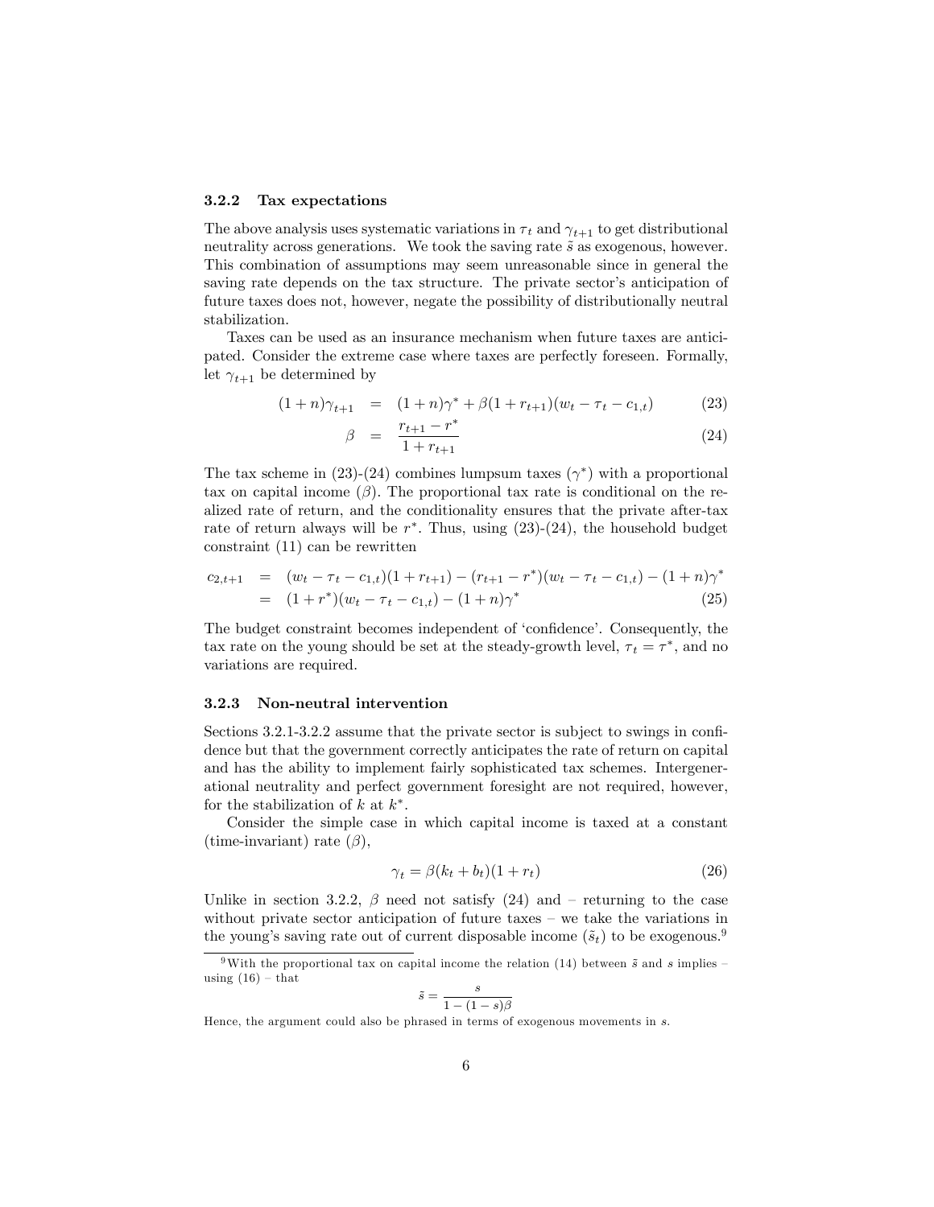### 3.2.2 Tax expectations

The above analysis uses systematic variations in $\tau_t$ and $\gamma_{t+1}$ to get distributional neutrality across generations. We took the saving rate $\tilde{s}$ as exogenous, however. This combination of assumptions may seem unreasonable since in general the saving rate depends on the tax structure. The private sector's anticipation of future taxes does not, however, negate the possibility of distributionally neutral stabilization.

Taxes can be used as an insurance mechanism when future taxes are anticipated. Consider the extreme case where taxes are perfectly foreseen. Formally, let $\gamma_{t+1}$ be determined by

$$(1+n)\gamma_{t+1} = (1+n)\gamma^* + \beta(1+r_{t+1})(w_t - \tau_t - c_{1,t}) \tag{23}$$

$$\beta = \frac{r_{t+1} - r^*}{1+r_{t+1}} \tag{24}$$

The tax scheme in (23)-(24) combines lumpsum taxes ($\gamma^*$) with a proportional tax on capital income ($\beta$). The proportional tax rate is conditional on the realized rate of return, and the conditionality ensures that the private after-tax rate of return always will be $r^*$. Thus, using (23)-(24), the household budget constraint (11) can be rewritten

$$\begin{aligned} c_{2,t+1} &= (w_t - \tau_t - c_{1,t})(1+r_{t+1}) - (r_{t+1} - r^*)(w_t - \tau_t - c_{1,t}) - (1+n)\gamma^* \\ &= (1+r^*)(w_t - \tau_t - c_{1,t}) - (1+n)\gamma^* \end{aligned} \tag{25}$$

The budget constraint becomes independent of 'confidence'. Consequently, the tax rate on the young should be set at the steady-growth level, $\tau_t = \tau^*$, and no variations are required.

### 3.2.3 Non-neutral intervention

Sections 3.2.1-3.2.2 assume that the private sector is subject to swings in confidence but that the government correctly anticipates the rate of return on capital and has the ability to implement fairly sophisticated tax schemes. Intergenerational neutrality and perfect government foresight are not required, however, for the stabilization of $k$ at $k^*$.

Consider the simple case in which capital income is taxed at a constant (time-invariant) rate ($\beta$),

$$\gamma_t = \beta(k_t + b_t)(1+r_t) \tag{26}$$

Unlike in section 3.2.2, $\beta$ need not satisfy (24) and – returning to the case without private sector anticipation of future taxes – we take the variations in the young's saving rate out of current disposable income ($\tilde{s}_t$) to be exogenous.[9]

---

[9] With the proportional tax on capital income the relation (14) between $\tilde{s}$ and $s$ implies – using (16) – that

$$\tilde{s} = \frac{s}{1-(1-s)\beta}$$

Hence, the argument could also be phrased in terms of exogenous movements in $s$.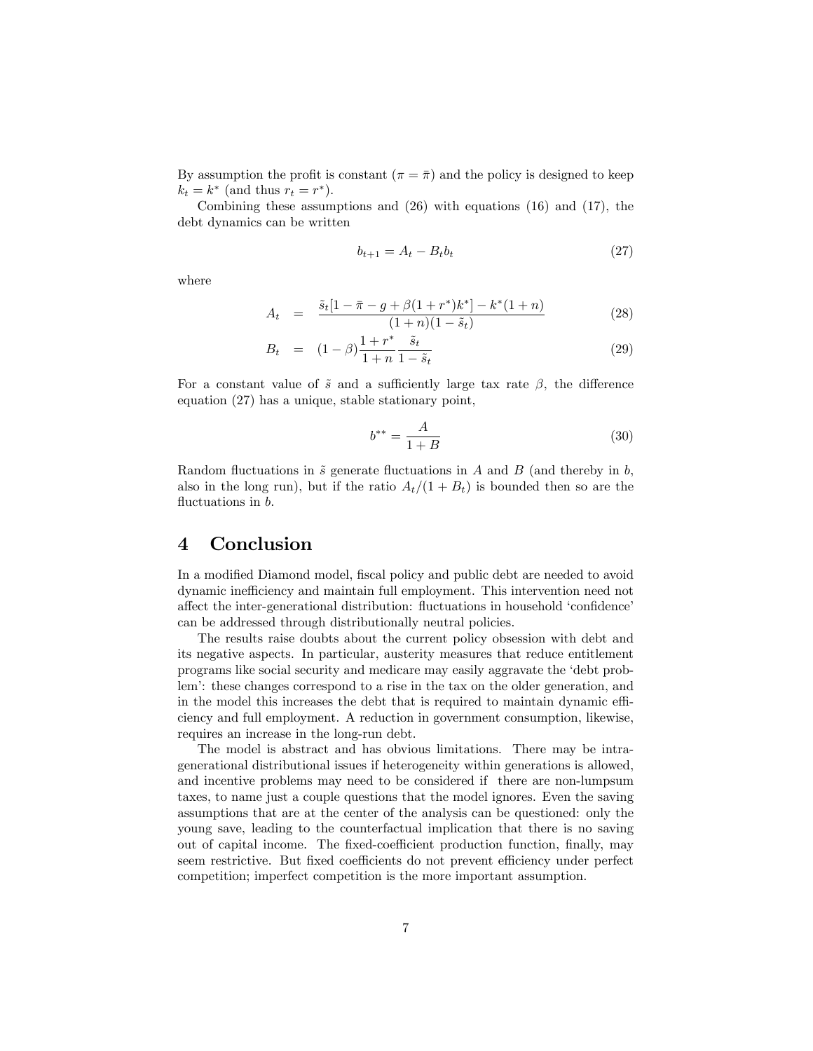By assumption the profit is constant ($\pi = \bar{\pi}$) and the policy is designed to keep $k_t = k^*$ (and thus $r_t = r^*$).

Combining these assumptions and (26) with equations (16) and (17), the debt dynamics can be written

$$b_{t+1} = A_t - B_t b_t \tag{27}$$

where

$$A_t = \frac{\tilde{s}_t[1 - \bar{\pi} - g + \beta(1 + r^*)k^*] - k^*(1 + n)}{(1 + n)(1 - \tilde{s}_t)} \tag{28}$$

$$B_t = (1 - \beta)\frac{1 + r^*}{1 + n}\frac{\tilde{s}_t}{1 - \tilde{s}_t} \tag{29}$$

For a constant value of $\tilde{s}$ and a sufficiently large tax rate $\beta$, the difference equation (27) has a unique, stable stationary point,

$$b^{**} = \frac{A}{1 + B} \tag{30}$$

Random fluctuations in $\tilde{s}$ generate fluctuations in $A$ and $B$ (and thereby in $b$, also in the long run), but if the ratio $A_t/(1 + B_t)$ is bounded then so are the fluctuations in $b$.

# 4 Conclusion

In a modified Diamond model, fiscal policy and public debt are needed to avoid dynamic inefficiency and maintain full employment. This intervention need not affect the inter-generational distribution: fluctuations in household 'confidence' can be addressed through distributionally neutral policies.

The results raise doubts about the current policy obsession with debt and its negative aspects. In particular, austerity measures that reduce entitlement programs like social security and medicare may easily aggravate the 'debt problem': these changes correspond to a rise in the tax on the older generation, and in the model this increases the debt that is required to maintain dynamic efficiency and full employment. A reduction in government consumption, likewise, requires an increase in the long-run debt.

The model is abstract and has obvious limitations. There may be intra-generational distributional issues if heterogeneity within generations is allowed, and incentive problems may need to be considered if there are non-lumpsum taxes, to name just a couple questions that the model ignores. Even the saving assumptions that are at the center of the analysis can be questioned: only the young save, leading to the counterfactual implication that there is no saving out of capital income. The fixed-coefficient production function, finally, may seem restrictive. But fixed coefficients do not prevent efficiency under perfect competition; imperfect competition is the more important assumption.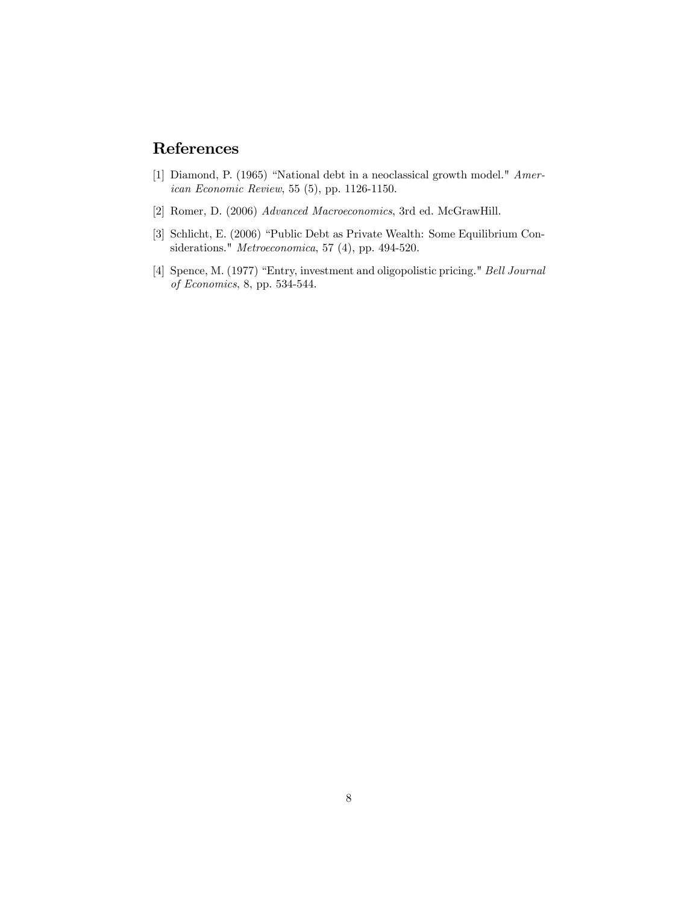## References

[1] Diamond, P. (1965) "National debt in a neoclassical growth model." *American Economic Review*, 55 (5), pp. 1126-1150.

[2] Romer, D. (2006) *Advanced Macroeconomics*, 3rd ed. McGrawHill.

[3] Schlicht, E. (2006) "Public Debt as Private Wealth: Some Equilibrium Considerations." *Metroeconomica*, 57 (4), pp. 494-520.

[4] Spence, M. (1977) "Entry, investment and oligopolistic pricing." *Bell Journal of Economics*, 8, pp. 534-544.